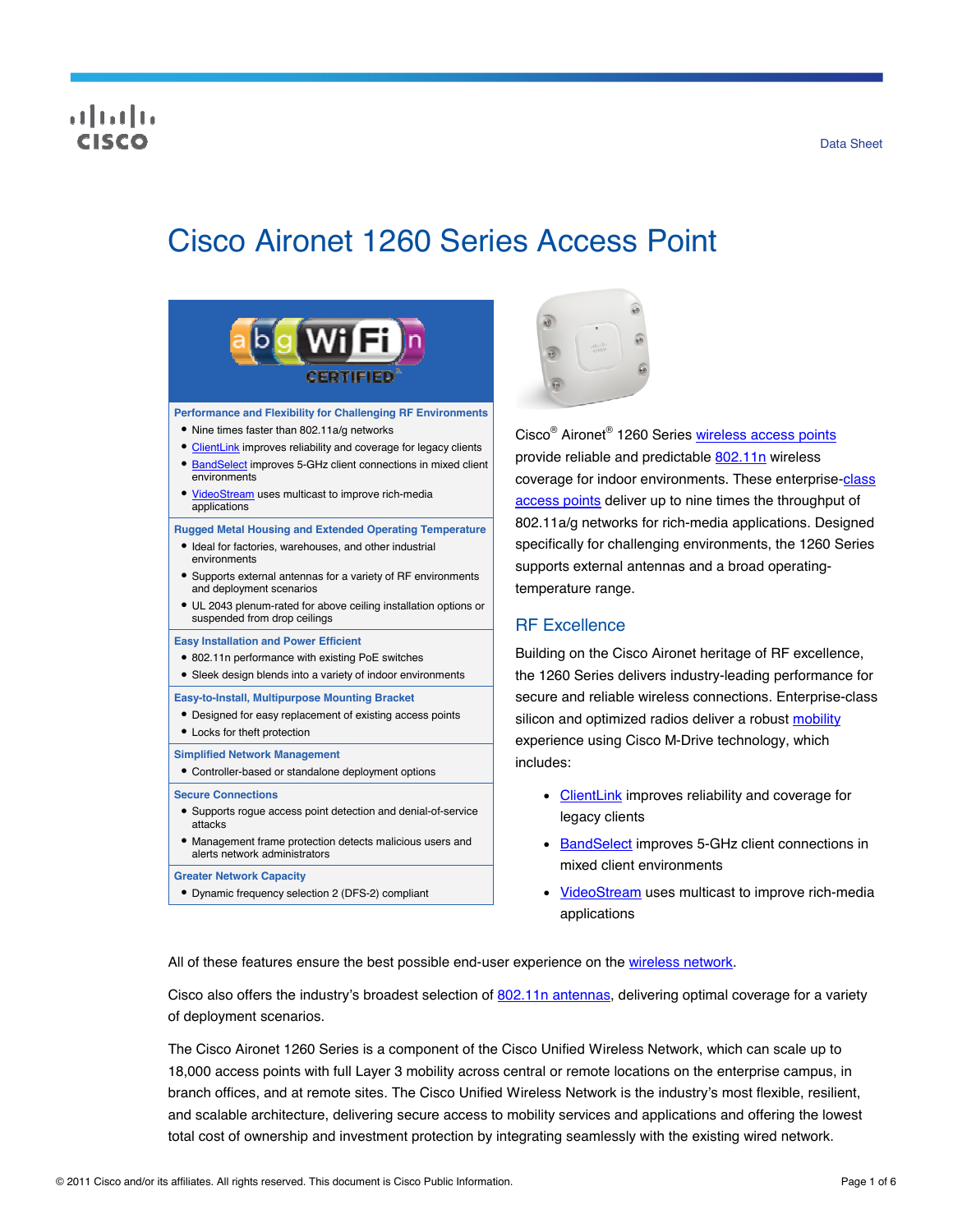Data Sheet

# Cisco Aironet 1260 Series Access Point

**Performance and Flexibility for Challenging RF Environments**

- Nine times faster than 802.11a/g networks
- ClientLink improves reliability and coverage for legacy clients
- BandSelect improves 5-GHz client connections in mixed client environments
- VideoStream uses multicast to improve rich-media applications

**Rugged Metal Housing and Extended Operating Temperature**

- Ideal for factories, warehouses, and other industrial environments
- Supports external antennas for a variety of RF environments and deployment scenarios
- UL 2043 plenum-rated for above ceiling installation options or suspended from drop ceilings

**Easy Installation and Power Efficient**

- 802.11n performance with existing PoE switches
- Sleek design blends into a variety of indoor environments

**Easy-to-Install, Multipurpose Mounting Bracket**

- Designed for easy replacement of existing access points
- Locks for theft protection

**Simplified Network Management**

- Controller-based or standalone deployment options

**Secure Connections**

- Supports rogue access point detection and denial-of-service attacks
- Management frame protection detects malicious users and alerts network administrators

**Greater Network Capacity**

- Dynamic frequency selection 2 (DFS-2) compliant

Cisco® Aironet® 1260 Series wireless access points provide reliable and predictable 802.11n wireless coverage for indoor environments. These enterprise-class access points deliver up to nine times the throughput of 802.11a/g networks for rich-media applications. Designed specifically for challenging environments, the 1260 Series supports external antennas and a broad operating-temperature range.

## RF Excellence

Building on the Cisco Aironet heritage of RF excellence, the 1260 Series delivers industry-leading performance for secure and reliable wireless connections. Enterprise-class silicon and optimized radios deliver a robust mobility experience using Cisco M-Drive technology, which includes:

- ClientLink improves reliability and coverage for legacy clients
- BandSelect improves 5-GHz client connections in mixed client environments
- VideoStream uses multicast to improve rich-media applications

All of these features ensure the best possible end-user experience on the wireless network.

Cisco also offers the industry's broadest selection of 802.11n antennas, delivering optimal coverage for a variety of deployment scenarios.

The Cisco Aironet 1260 Series is a component of the Cisco Unified Wireless Network, which can scale up to 18,000 access points with full Layer 3 mobility across central or remote locations on the enterprise campus, in branch offices, and at remote sites. The Cisco Unified Wireless Network is the industry's most flexible, resilient, and scalable architecture, delivering secure access to mobility services and applications and offering the lowest total cost of ownership and investment protection by integrating seamlessly with the existing wired network.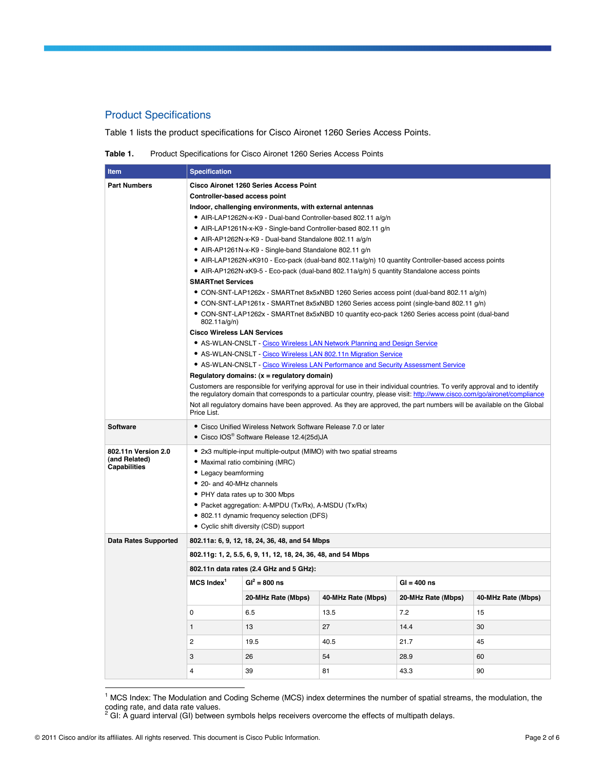## Product Specifications

Table 1 lists the product specifications for Cisco Aironet 1260 Series Access Points.

**Table 1.** Product Specifications for Cisco Aironet 1260 Series Access Points

| Item | Specification |
| --- | --- |
| **Part Numbers** | **Cisco Aironet 1260 Series Access Point**<br>**Controller-based access point**<br>**Indoor, challenging environments, with external antennas**<br>• AIR-LAP1262N-x-K9 - Dual-band Controller-based 802.11 a/g/n<br>• AIR-LAP1261N-x-K9 - Single-band Controller-based 802.11 g/n<br>• AIR-AP1262N-x-K9 - Dual-band Standalone 802.11 a/g/n<br>• AIR-AP1261N-x-K9 - Single-band Standalone 802.11 g/n<br>• AIR-LAP1262N-xK910 - Eco-pack (dual-band 802.11a/g/n) 10 quantity Controller-based access points<br>• AIR-AP1262N-xK9-5 - Eco-pack (dual-band 802.11a/g/n) 5 quantity Standalone access points<br>**SMARTnet Services**<br>• CON-SNT-LAP1262x - SMARTnet 8x5xNBD 1260 Series access point (dual-band 802.11 a/g/n)<br>• CON-SNT-LAP1261x - SMARTnet 8x5xNBD 1260 Series access point (single-band 802.11 g/n)<br>• CON-SNT-LAP1262x - SMARTnet 8x5xNBD 10 quantity eco-pack 1260 Series access point (dual-band 802.11a/g/n)<br>**Cisco Wireless LAN Services**<br>• AS-WLAN-CNSLT - Cisco Wireless LAN Network Planning and Design Service<br>• AS-WLAN-CNSLT - Cisco Wireless LAN 802.11n Migration Service<br>• AS-WLAN-CNSLT - Cisco Wireless LAN Performance and Security Assessment Service<br>**Regulatory domains: (x = regulatory domain)**<br>Customers are responsible for verifying approval for use in their individual countries. To verify approval and to identify the regulatory domain that corresponds to a particular country, please visit: http://www.cisco.com/go/aironet/compliance<br>Not all regulatory domains have been approved. As they are approved, the part numbers will be available on the Global Price List. |
| **Software** | • Cisco Unified Wireless Network Software Release 7.0 or later<br>• Cisco IOS® Software Release 12.4(25d)JA |
| **802.11n Version 2.0 (and Related) Capabilities** | • 2x3 multiple-input multiple-output (MIMO) with two spatial streams<br>• Maximal ratio combining (MRC)<br>• Legacy beamforming<br>• 20- and 40-MHz channels<br>• PHY data rates up to 300 Mbps<br>• Packet aggregation: A-MPDU (Tx/Rx), A-MSDU (Tx/Rx)<br>• 802.11 dynamic frequency selection (DFS)<br>• Cyclic shift diversity (CSD) support |
| **Data Rates Supported** | **802.11a: 6, 9, 12, 18, 24, 36, 48, and 54 Mbps**<br>**802.11g: 1, 2, 5.5, 6, 9, 11, 12, 18, 24, 36, 48, and 54 Mbps**<br>**802.11n data rates (2.4 GHz and 5 GHz):** |

| MCS Index[1] | GI[2] = 800 ns | | GI = 400 ns | |
| --- | --- | --- | --- | --- |
| | 20-MHz Rate (Mbps) | 40-MHz Rate (Mbps) | 20-MHz Rate (Mbps) | 40-MHz Rate (Mbps) |
| 0 | 6.5 | 13.5 | 7.2 | 15 |
| 1 | 13 | 27 | 14.4 | 30 |
| 2 | 19.5 | 40.5 | 21.7 | 45 |
| 3 | 26 | 54 | 28.9 | 60 |
| 4 | 39 | 81 | 43.3 | 90 |

[1] MCS Index: The Modulation and Coding Scheme (MCS) index determines the number of spatial streams, the modulation, the coding rate, and data rate values.
[2] GI: A guard interval (GI) between symbols helps receivers overcome the effects of multipath delays.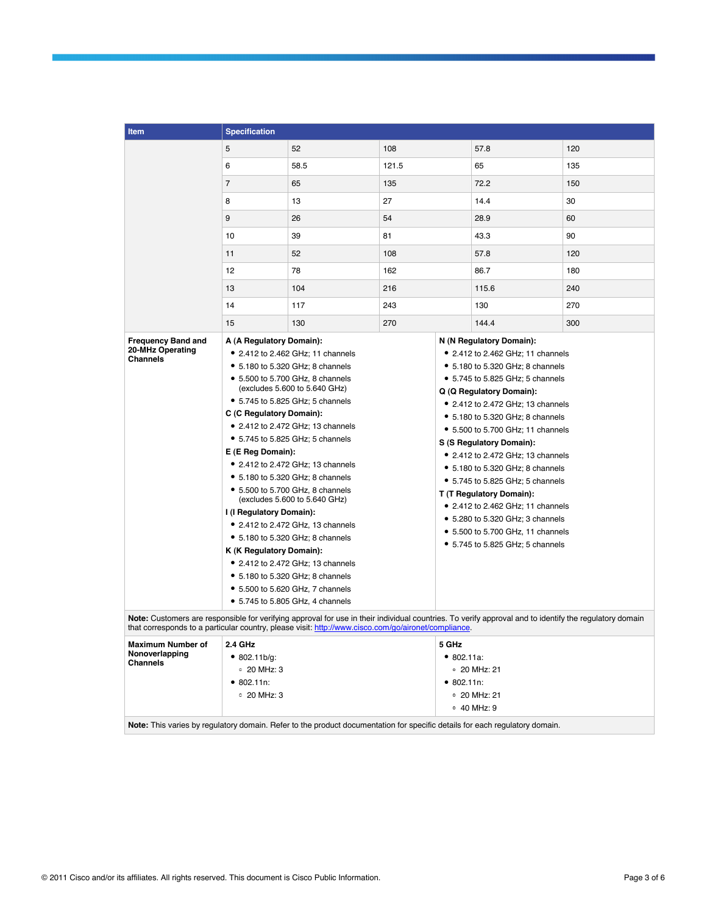| Item | Specification | | | | |
|---|---|---|---|---|---|
| | 5 | 52 | 108 | 57.8 | 120 |
| | 6 | 58.5 | 121.5 | 65 | 135 |
| | 7 | 65 | 135 | 72.2 | 150 |
| | 8 | 13 | 27 | 14.4 | 30 |
| | 9 | 26 | 54 | 28.9 | 60 |
| | 10 | 39 | 81 | 43.3 | 90 |
| | 11 | 52 | 108 | 57.8 | 120 |
| | 12 | 78 | 162 | 86.7 | 180 |
| | 13 | 104 | 216 | 115.6 | 240 |
| | 14 | 117 | 243 | 130 | 270 |
| | 15 | 130 | 270 | 144.4 | 300 |

| Item | Specification | |
|---|---|---|
| **Frequency Band and 20-MHz Operating Channels** | **A (A Regulatory Domain):**<br>• 2.412 to 2.462 GHz; 11 channels<br>• 5.180 to 5.320 GHz; 8 channels<br>• 5.500 to 5.700 GHz, 8 channels (excludes 5.600 to 5.640 GHz)<br>• 5.745 to 5.825 GHz; 5 channels<br>**C (C Regulatory Domain):**<br>• 2.412 to 2.472 GHz; 13 channels<br>• 5.745 to 5.825 GHz; 5 channels<br>**E (E Reg Domain):**<br>• 2.412 to 2.472 GHz; 13 channels<br>• 5.180 to 5.320 GHz; 8 channels<br>• 5.500 to 5.700 GHz, 8 channels (excludes 5.600 to 5.640 GHz)<br>**I (I Regulatory Domain):**<br>• 2.412 to 2.472 GHz, 13 channels<br>• 5.180 to 5.320 GHz; 8 channels<br>**K (K Regulatory Domain):**<br>• 2.412 to 2.472 GHz; 13 channels<br>• 5.180 to 5.320 GHz; 8 channels<br>• 5.500 to 5.620 GHz, 7 channels<br>• 5.745 to 5.805 GHz, 4 channels | **N (N Regulatory Domain):**<br>• 2.412 to 2.462 GHz; 11 channels<br>• 5.180 to 5.320 GHz; 8 channels<br>• 5.745 to 5.825 GHz; 5 channels<br>**Q (Q Regulatory Domain):**<br>• 2.412 to 2.472 GHz; 13 channels<br>• 5.180 to 5.320 GHz; 8 channels<br>• 5.500 to 5.700 GHz; 11 channels<br>**S (S Regulatory Domain):**<br>• 2.412 to 2.472 GHz; 13 channels<br>• 5.180 to 5.320 GHz; 8 channels<br>• 5.745 to 5.825 GHz; 5 channels<br>**T (T Regulatory Domain):**<br>• 2.412 to 2.462 GHz; 11 channels<br>• 5.280 to 5.320 GHz; 3 channels<br>• 5.500 to 5.700 GHz, 11 channels<br>• 5.745 to 5.825 GHz; 5 channels |
| **Note:** Customers are responsible for verifying approval for use in their individual countries. To verify approval and to identify the regulatory domain that corresponds to a particular country, please visit: http://www.cisco.com/go/aironet/compliance. | | |
| **Maximum Number of Nonoverlapping Channels** | **2.4 GHz**<br>• 802.11b/g:<br>  ◦ 20 MHz: 3<br>• 802.11n:<br>  ◦ 20 MHz: 3 | **5 GHz**<br>• 802.11a:<br>  ◦ 20 MHz: 21<br>• 802.11n:<br>  ◦ 20 MHz: 21<br>  ◦ 40 MHz: 9 |
| **Note:** This varies by regulatory domain. Refer to the product documentation for specific details for each regulatory domain. | | |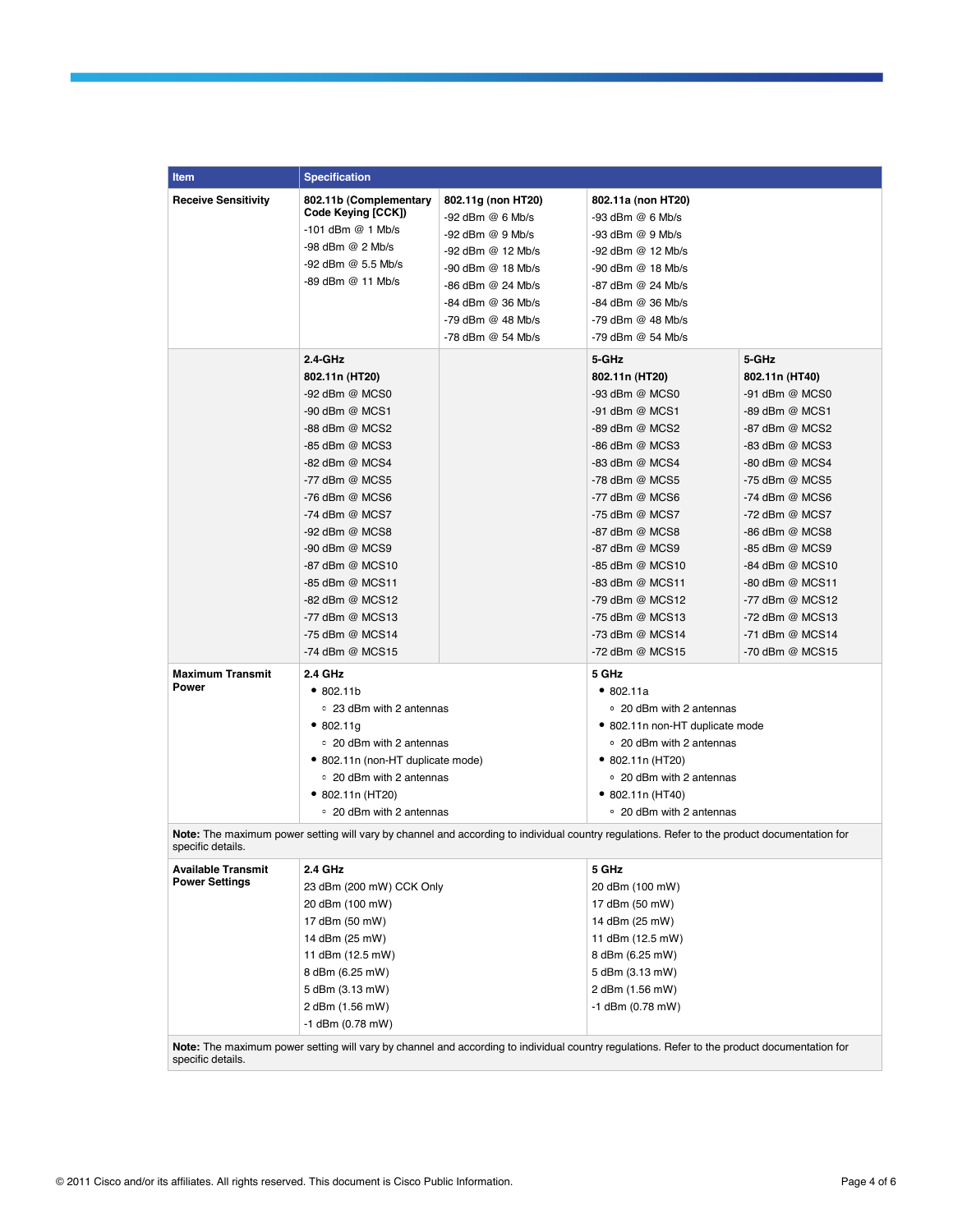| Item | Specification | | | |
|---|---|---|---|---|
| **Receive Sensitivity** | **802.11b (Complementary Code Keying [CCK])**<br>-101 dBm @ 1 Mb/s<br>-98 dBm @ 2 Mb/s<br>-92 dBm @ 5.5 Mb/s<br>-89 dBm @ 11 Mb/s | **802.11g (non HT20)**<br>-92 dBm @ 6 Mb/s<br>-92 dBm @ 9 Mb/s<br>-92 dBm @ 12 Mb/s<br>-90 dBm @ 18 Mb/s<br>-86 dBm @ 24 Mb/s<br>-84 dBm @ 36 Mb/s<br>-79 dBm @ 48 Mb/s<br>-78 dBm @ 54 Mb/s | **802.11a (non HT20)**<br>-93 dBm @ 6 Mb/s<br>-93 dBm @ 9 Mb/s<br>-92 dBm @ 12 Mb/s<br>-90 dBm @ 18 Mb/s<br>-87 dBm @ 24 Mb/s<br>-84 dBm @ 36 Mb/s<br>-79 dBm @ 48 Mb/s<br>-79 dBm @ 54 Mb/s | |
| | **2.4-GHz**<br>**802.11n (HT20)**<br>-92 dBm @ MCS0<br>-90 dBm @ MCS1<br>-88 dBm @ MCS2<br>-85 dBm @ MCS3<br>-82 dBm @ MCS4<br>-77 dBm @ MCS5<br>-76 dBm @ MCS6<br>-74 dBm @ MCS7<br>-92 dBm @ MCS8<br>-90 dBm @ MCS9<br>-87 dBm @ MCS10<br>-85 dBm @ MCS11<br>-82 dBm @ MCS12<br>-77 dBm @ MCS13<br>-75 dBm @ MCS14<br>-74 dBm @ MCS15 | | **5-GHz**<br>**802.11n (HT20)**<br>-93 dBm @ MCS0<br>-91 dBm @ MCS1<br>-89 dBm @ MCS2<br>-86 dBm @ MCS3<br>-83 dBm @ MCS4<br>-78 dBm @ MCS5<br>-77 dBm @ MCS6<br>-75 dBm @ MCS7<br>-87 dBm @ MCS8<br>-87 dBm @ MCS9<br>-85 dBm @ MCS10<br>-83 dBm @ MCS11<br>-79 dBm @ MCS12<br>-75 dBm @ MCS13<br>-73 dBm @ MCS14<br>-72 dBm @ MCS15 | **5-GHz**<br>**802.11n (HT40)**<br>-91 dBm @ MCS0<br>-89 dBm @ MCS1<br>-87 dBm @ MCS2<br>-83 dBm @ MCS3<br>-80 dBm @ MCS4<br>-75 dBm @ MCS5<br>-74 dBm @ MCS6<br>-72 dBm @ MCS7<br>-86 dBm @ MCS8<br>-85 dBm @ MCS9<br>-84 dBm @ MCS10<br>-80 dBm @ MCS11<br>-77 dBm @ MCS12<br>-72 dBm @ MCS13<br>-71 dBm @ MCS14<br>-70 dBm @ MCS15 |
| **Maximum Transmit Power** | **2.4 GHz**<br>• 802.11b<br>◦ 23 dBm with 2 antennas<br>• 802.11g<br>◦ 20 dBm with 2 antennas<br>• 802.11n (non-HT duplicate mode)<br>◦ 20 dBm with 2 antennas<br>• 802.11n (HT20)<br>◦ 20 dBm with 2 antennas | | **5 GHz**<br>• 802.11a<br>◦ 20 dBm with 2 antennas<br>• 802.11n non-HT duplicate mode<br>◦ 20 dBm with 2 antennas<br>• 802.11n (HT20)<br>◦ 20 dBm with 2 antennas<br>• 802.11n (HT40)<br>◦ 20 dBm with 2 antennas | |
| **Note:** The maximum power setting will vary by channel and according to individual country regulations. Refer to the product documentation for specific details. | | | | |
| **Available Transmit Power Settings** | **2.4 GHz**<br>23 dBm (200 mW) CCK Only<br>20 dBm (100 mW)<br>17 dBm (50 mW)<br>14 dBm (25 mW)<br>11 dBm (12.5 mW)<br>8 dBm (6.25 mW)<br>5 dBm (3.13 mW)<br>2 dBm (1.56 mW)<br>-1 dBm (0.78 mW) | | **5 GHz**<br>20 dBm (100 mW)<br>17 dBm (50 mW)<br>14 dBm (25 mW)<br>11 dBm (12.5 mW)<br>8 dBm (6.25 mW)<br>5 dBm (3.13 mW)<br>2 dBm (1.56 mW)<br>-1 dBm (0.78 mW) | |
| **Note:** The maximum power setting will vary by channel and according to individual country regulations. Refer to the product documentation for specific details. | | | | |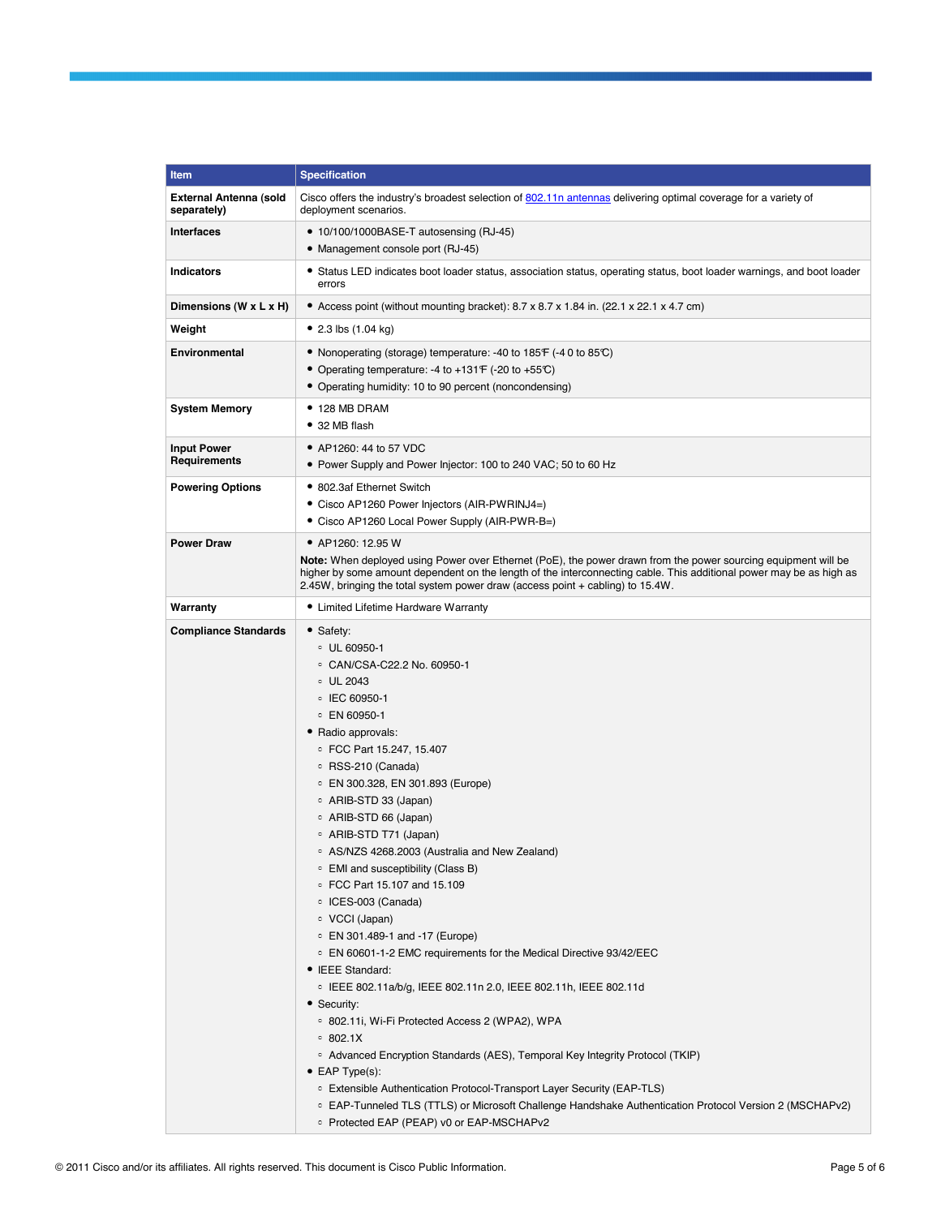| Item | Specification |
| --- | --- |
| **External Antenna (sold separately)** | Cisco offers the industry's broadest selection of [802.11n antennas](802.11n antennas) delivering optimal coverage for a variety of deployment scenarios. |
| **Interfaces** | • 10/100/1000BASE-T autosensing (RJ-45)<br>• Management console port (RJ-45) |
| **Indicators** | • Status LED indicates boot loader status, association status, operating status, boot loader warnings, and boot loader errors |
| **Dimensions (W x L x H)** | • Access point (without mounting bracket): 8.7 x 8.7 x 1.84 in. (22.1 x 22.1 x 4.7 cm) |
| **Weight** | • 2.3 lbs (1.04 kg) |
| **Environmental** | • Nonoperating (storage) temperature: -40 to 185°F (-40 to 85°C)<br>• Operating temperature: -4 to +131°F (-20 to +55°C)<br>• Operating humidity: 10 to 90 percent (noncondensing) |
| **System Memory** | • 128 MB DRAM<br>• 32 MB flash |
| **Input Power Requirements** | • AP1260: 44 to 57 VDC<br>• Power Supply and Power Injector: 100 to 240 VAC; 50 to 60 Hz |
| **Powering Options** | • 802.3af Ethernet Switch<br>• Cisco AP1260 Power Injectors (AIR-PWRINJ4=)<br>• Cisco AP1260 Local Power Supply (AIR-PWR-B=) |
| **Power Draw** | • AP1260: 12.95 W<br>**Note:** When deployed using Power over Ethernet (PoE), the power drawn from the power sourcing equipment will be higher by some amount dependent on the length of the interconnecting cable. This additional power may be as high as 2.45W, bringing the total system power draw (access point + cabling) to 15.4W. |
| **Warranty** | • Limited Lifetime Hardware Warranty |
| **Compliance Standards** | • Safety:<br>◦ UL 60950-1<br>◦ CAN/CSA-C22.2 No. 60950-1<br>◦ UL 2043<br>◦ IEC 60950-1<br>◦ EN 60950-1<br>• Radio approvals:<br>◦ FCC Part 15.247, 15.407<br>◦ RSS-210 (Canada)<br>◦ EN 300.328, EN 301.893 (Europe)<br>◦ ARIB-STD 33 (Japan)<br>◦ ARIB-STD 66 (Japan)<br>◦ ARIB-STD T71 (Japan)<br>◦ AS/NZS 4268.2003 (Australia and New Zealand)<br>◦ EMI and susceptibility (Class B)<br>◦ FCC Part 15.107 and 15.109<br>◦ ICES-003 (Canada)<br>◦ VCCI (Japan)<br>◦ EN 301.489-1 and -17 (Europe)<br>◦ EN 60601-1-2 EMC requirements for the Medical Directive 93/42/EEC<br>• IEEE Standard:<br>◦ IEEE 802.11a/b/g, IEEE 802.11n 2.0, IEEE 802.11h, IEEE 802.11d<br>• Security:<br>◦ 802.11i, Wi-Fi Protected Access 2 (WPA2), WPA<br>◦ 802.1X<br>◦ Advanced Encryption Standards (AES), Temporal Key Integrity Protocol (TKIP)<br>• EAP Type(s):<br>◦ Extensible Authentication Protocol-Transport Layer Security (EAP-TLS)<br>◦ EAP-Tunneled TLS (TTLS) or Microsoft Challenge Handshake Authentication Protocol Version 2 (MSCHAPv2)<br>◦ Protected EAP (PEAP) v0 or EAP-MSCHAPv2 |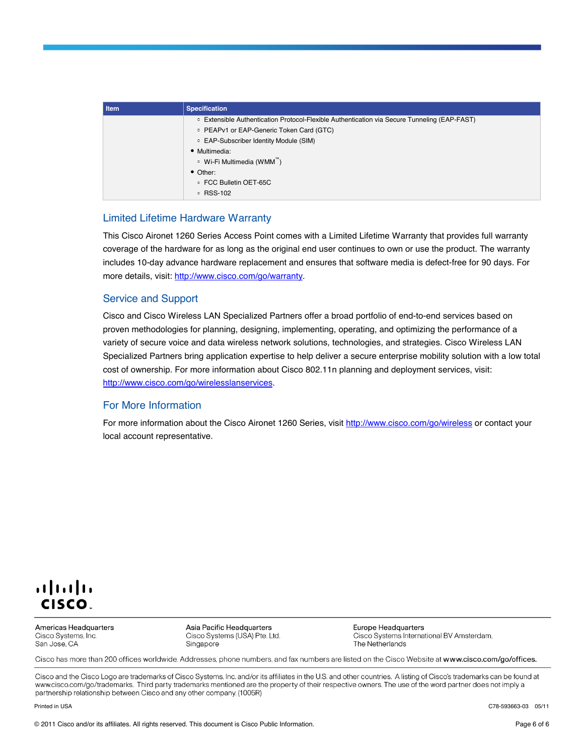| Item | Specification |
| --- | --- |
| | ◦ Extensible Authentication Protocol-Flexible Authentication via Secure Tunneling (EAP-FAST)<br>◦ PEAPv1 or EAP-Generic Token Card (GTC)<br>◦ EAP-Subscriber Identity Module (SIM)<br>• Multimedia:<br>◦ Wi-Fi Multimedia (WMM™)<br>• Other:<br>◦ FCC Bulletin OET-65C<br>◦ RSS-102 |

## Limited Lifetime Hardware Warranty

This Cisco Aironet 1260 Series Access Point comes with a Limited Lifetime Warranty that provides full warranty coverage of the hardware for as long as the original end user continues to own or use the product. The warranty includes 10-day advance hardware replacement and ensures that software media is defect-free for 90 days. For more details, visit: http://www.cisco.com/go/warranty.

## Service and Support

Cisco and Cisco Wireless LAN Specialized Partners offer a broad portfolio of end-to-end services based on proven methodologies for planning, designing, implementing, operating, and optimizing the performance of a variety of secure voice and data wireless network solutions, technologies, and strategies. Cisco Wireless LAN Specialized Partners bring application expertise to help deliver a secure enterprise mobility solution with a low total cost of ownership. For more information about Cisco 802.11n planning and deployment services, visit: http://www.cisco.com/go/wirelesslanservices.

## For More Information

For more information about the Cisco Aironet 1260 Series, visit http://www.cisco.com/go/wireless or contact your local account representative.

Americas Headquarters
Cisco Systems, Inc.
San Jose, CA

Asia Pacific Headquarters
Cisco Systems (USA) Pte. Ltd.
Singapore

Europe Headquarters
Cisco Systems International BV Amsterdam,
The Netherlands

Cisco has more than 200 offices worldwide. Addresses, phone numbers, and fax numbers are listed on the Cisco Website at **www.cisco.com/go/offices.**

Cisco and the Cisco Logo are trademarks of Cisco Systems, Inc. and/or its affiliates in the U.S. and other countries. A listing of Cisco's trademarks can be found at www.cisco.com/go/trademarks. Third party trademarks mentioned are the property of their respective owners. The use of the word partner does not imply a partnership relationship between Cisco and any other company. (1005R)

Printed in USA C78-593663-03 05/11

© 2011 Cisco and/or its affiliates. All rights reserved. This document is Cisco Public Information.